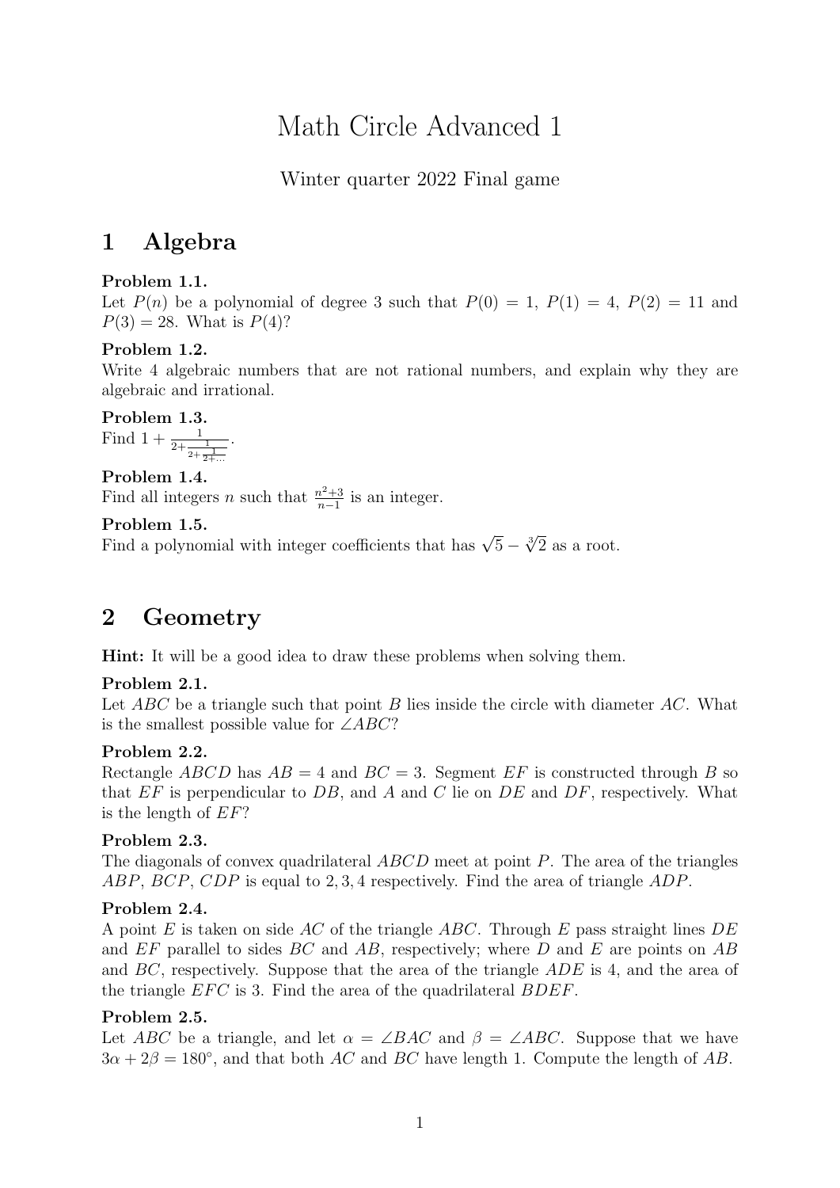# Math Circle Advanced 1

Winter quarter 2022 Final game

## 1 Algebra

**Problem 1.1.**
Let $P(n)$ be a polynomial of degree 3 such that $P(0) = 1$, $P(1) = 4$, $P(2) = 11$ and $P(3) = 28$. What is $P(4)$?

**Problem 1.2.**
Write 4 algebraic numbers that are not rational numbers, and explain why they are algebraic and irrational.

**Problem 1.3.**
Find $1 + \frac{1}{2+\frac{1}{2+\frac{1}{2+\dots}}}$.

**Problem 1.4.**
Find all integers $n$ such that $\frac{n^2+3}{n-1}$ is an integer.

**Problem 1.5.**
Find a polynomial with integer coefficients that has $\sqrt{5} - \sqrt[3]{2}$ as a root.

## 2 Geometry

**Hint:** It will be a good idea to draw these problems when solving them.

**Problem 2.1.**
Let $ABC$ be a triangle such that point $B$ lies inside the circle with diameter $AC$. What is the smallest possible value for $\angle ABC$?

**Problem 2.2.**
Rectangle $ABCD$ has $AB = 4$ and $BC = 3$. Segment $EF$ is constructed through $B$ so that $EF$ is perpendicular to $DB$, and $A$ and $C$ lie on $DE$ and $DF$, respectively. What is the length of $EF$?

**Problem 2.3.**
The diagonals of convex quadrilateral $ABCD$ meet at point $P$. The area of the triangles $ABP$, $BCP$, $CDP$ is equal to $2, 3, 4$ respectively. Find the area of triangle $ADP$.

**Problem 2.4.**
A point $E$ is taken on side $AC$ of the triangle $ABC$. Through $E$ pass straight lines $DE$ and $EF$ parallel to sides $BC$ and $AB$, respectively; where $D$ and $E$ are points on $AB$ and $BC$, respectively. Suppose that the area of the triangle $ADE$ is 4, and the area of the triangle $EFC$ is 3. Find the area of the quadrilateral $BDEF$.

**Problem 2.5.**
Let $ABC$ be a triangle, and let $\alpha = \angle BAC$ and $\beta = \angle ABC$. Suppose that we have $3\alpha + 2\beta = 180^\circ$, and that both $AC$ and $BC$ have length 1. Compute the length of $AB$.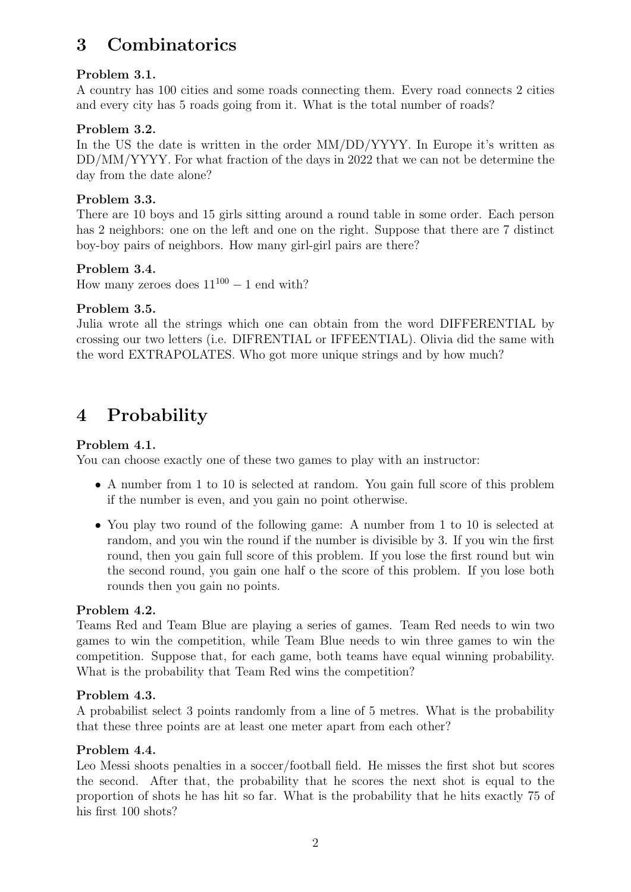## 3 Combinatorics

**Problem 3.1.**
A country has 100 cities and some roads connecting them. Every road connects 2 cities and every city has 5 roads going from it. What is the total number of roads?

**Problem 3.2.**
In the US the date is written in the order MM/DD/YYYY. In Europe it's written as DD/MM/YYYY. For what fraction of the days in 2022 that we can not be determine the day from the date alone?

**Problem 3.3.**
There are 10 boys and 15 girls sitting around a round table in some order. Each person has 2 neighbors: one on the left and one on the right. Suppose that there are 7 distinct boy-boy pairs of neighbors. How many girl-girl pairs are there?

**Problem 3.4.**
How many zeroes does $11^{100} - 1$ end with?

**Problem 3.5.**
Julia wrote all the strings which one can obtain from the word DIFFERENTIAL by crossing our two letters (i.e. DIFRENTIAL or IFFEENTIAL). Olivia did the same with the word EXTRAPOLATES. Who got more unique strings and by how much?

## 4 Probability

**Problem 4.1.**
You can choose exactly one of these two games to play with an instructor:

- A number from 1 to 10 is selected at random. You gain full score of this problem if the number is even, and you gain no point otherwise.
- You play two round of the following game: A number from 1 to 10 is selected at random, and you win the round if the number is divisible by 3. If you win the first round, then you gain full score of this problem. If you lose the first round but win the second round, you gain one half o the score of this problem. If you lose both rounds then you gain no points.

**Problem 4.2.**
Teams Red and Team Blue are playing a series of games. Team Red needs to win two games to win the competition, while Team Blue needs to win three games to win the competition. Suppose that, for each game, both teams have equal winning probability. What is the probability that Team Red wins the competition?

**Problem 4.3.**
A probabilist select 3 points randomly from a line of 5 metres. What is the probability that these three points are at least one meter apart from each other?

**Problem 4.4.**
Leo Messi shoots penalties in a soccer/football field. He misses the first shot but scores the second. After that, the probability that he scores the next shot is equal to the proportion of shots he has hit so far. What is the probability that he hits exactly 75 of his first 100 shots?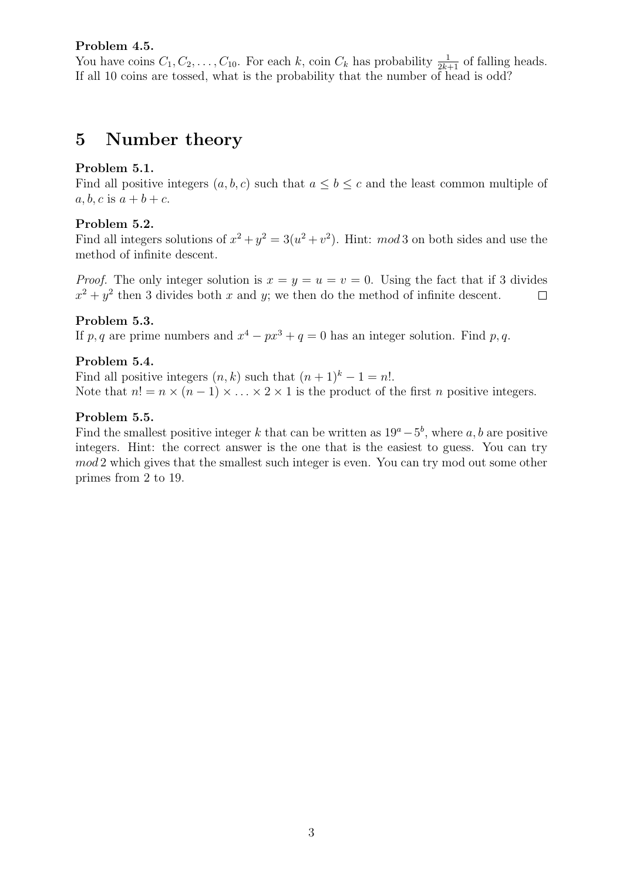**Problem 4.5.**
You have coins $C_1, C_2, \ldots, C_{10}$. For each $k$, coin $C_k$ has probability $\frac{1}{2k+1}$ of falling heads. If all 10 coins are tossed, what is the probability that the number of head is odd?

# 5 Number theory

**Problem 5.1.**
Find all positive integers $(a, b, c)$ such that $a \leq b \leq c$ and the least common multiple of $a, b, c$ is $a + b + c$.

**Problem 5.2.**
Find all integers solutions of $x^2 + y^2 = 3(u^2 + v^2)$. Hint: $mod\,3$ on both sides and use the method of infinite descent.

*Proof.* The only integer solution is $x = y = u = v = 0$. Using the fact that if 3 divides $x^2 + y^2$ then 3 divides both $x$ and $y$; we then do the method of infinite descent. □

**Problem 5.3.**
If $p, q$ are prime numbers and $x^4 - px^3 + q = 0$ has an integer solution. Find $p, q$.

**Problem 5.4.**
Find all positive integers $(n, k)$ such that $(n+1)^k - 1 = n!$.
Note that $n! = n \times (n-1) \times \ldots \times 2 \times 1$ is the product of the first $n$ positive integers.

**Problem 5.5.**
Find the smallest positive integer $k$ that can be written as $19^a - 5^b$, where $a, b$ are positive integers. Hint: the correct answer is the one that is the easiest to guess. You can try $mod\,2$ which gives that the smallest such integer is even. You can try mod out some other primes from 2 to 19.